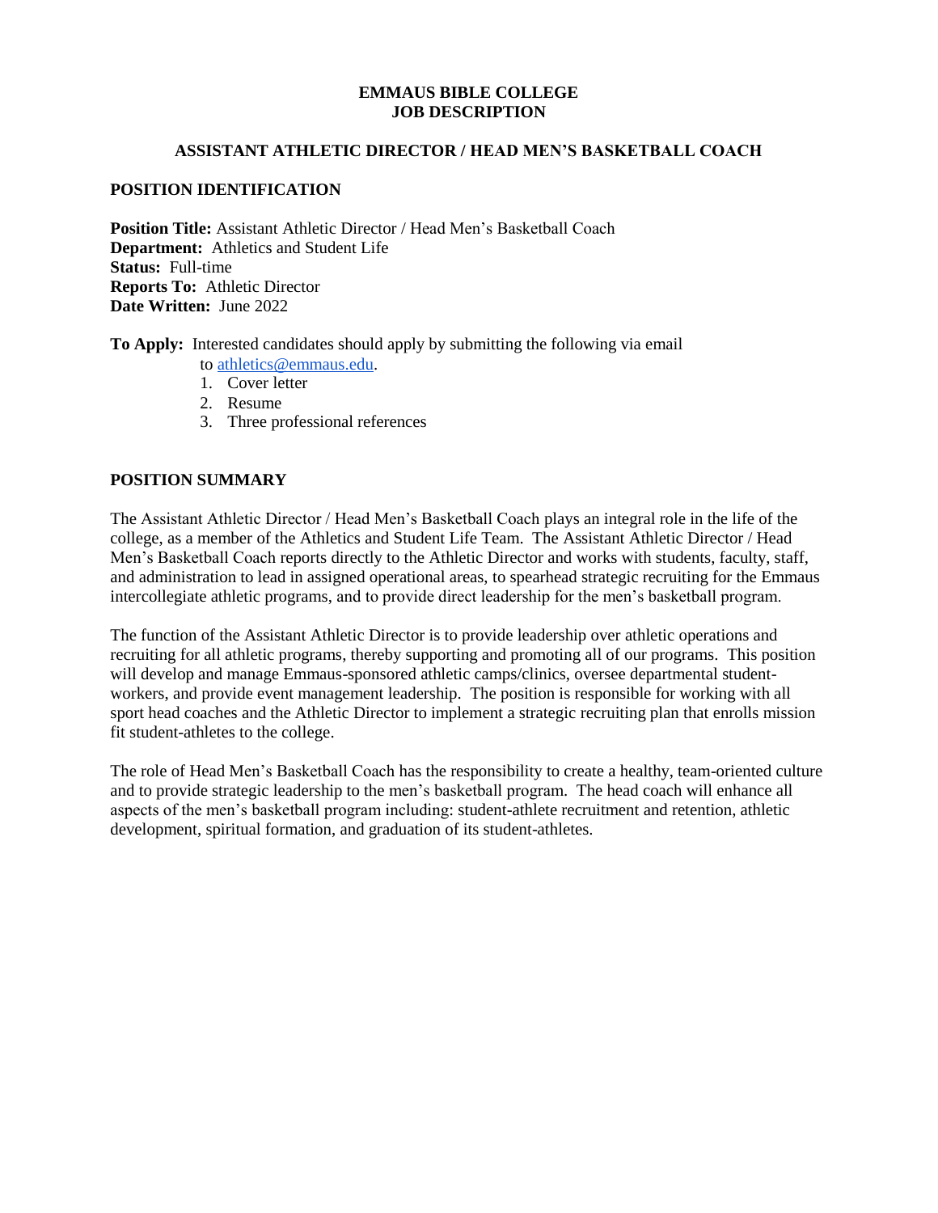# EMMAUS BIBLE COLLEGE
# JOB DESCRIPTION

## ASSISTANT ATHLETIC DIRECTOR / HEAD MEN'S BASKETBALL COACH

### POSITION IDENTIFICATION

**Position Title:** Assistant Athletic Director / Head Men's Basketball Coach
**Department:** Athletics and Student Life
**Status:** Full-time
**Reports To:** Athletic Director
**Date Written:** June 2022

**To Apply:** Interested candidates should apply by submitting the following via email to athletics@emmaus.edu.

1. Cover letter
2. Resume
3. Three professional references

### POSITION SUMMARY

The Assistant Athletic Director / Head Men's Basketball Coach plays an integral role in the life of the college, as a member of the Athletics and Student Life Team. The Assistant Athletic Director / Head Men's Basketball Coach reports directly to the Athletic Director and works with students, faculty, staff, and administration to lead in assigned operational areas, to spearhead strategic recruiting for the Emmaus intercollegiate athletic programs, and to provide direct leadership for the men's basketball program.

The function of the Assistant Athletic Director is to provide leadership over athletic operations and recruiting for all athletic programs, thereby supporting and promoting all of our programs. This position will develop and manage Emmaus-sponsored athletic camps/clinics, oversee departmental student-workers, and provide event management leadership. The position is responsible for working with all sport head coaches and the Athletic Director to implement a strategic recruiting plan that enrolls mission fit student-athletes to the college.

The role of Head Men's Basketball Coach has the responsibility to create a healthy, team-oriented culture and to provide strategic leadership to the men's basketball program. The head coach will enhance all aspects of the men's basketball program including: student-athlete recruitment and retention, athletic development, spiritual formation, and graduation of its student-athletes.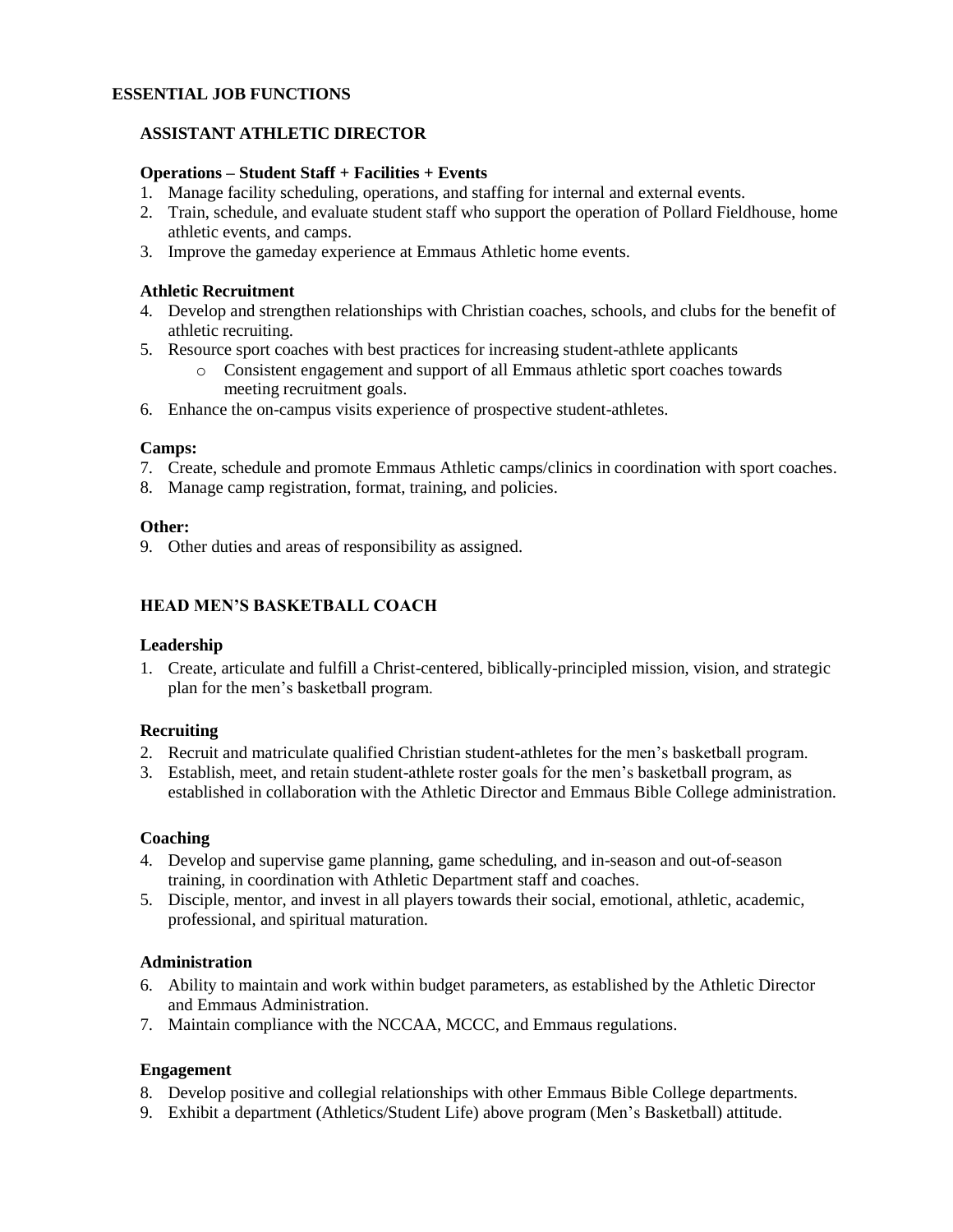## ESSENTIAL JOB FUNCTIONS

### ASSISTANT ATHLETIC DIRECTOR

#### Operations – Student Staff + Facilities + Events

1. Manage facility scheduling, operations, and staffing for internal and external events.
2. Train, schedule, and evaluate student staff who support the operation of Pollard Fieldhouse, home athletic events, and camps.
3. Improve the gameday experience at Emmaus Athletic home events.

#### Athletic Recruitment

4. Develop and strengthen relationships with Christian coaches, schools, and clubs for the benefit of athletic recruiting.
5. Resource sport coaches with best practices for increasing student-athlete applicants
    - Consistent engagement and support of all Emmaus athletic sport coaches towards meeting recruitment goals.
6. Enhance the on-campus visits experience of prospective student-athletes.

#### Camps:

7. Create, schedule and promote Emmaus Athletic camps/clinics in coordination with sport coaches.
8. Manage camp registration, format, training, and policies.

#### Other:

9. Other duties and areas of responsibility as assigned.

### HEAD MEN'S BASKETBALL COACH

#### Leadership

1. Create, articulate and fulfill a Christ-centered, biblically-principled mission, vision, and strategic plan for the men's basketball program.

#### Recruiting

2. Recruit and matriculate qualified Christian student-athletes for the men's basketball program.
3. Establish, meet, and retain student-athlete roster goals for the men's basketball program, as established in collaboration with the Athletic Director and Emmaus Bible College administration.

#### Coaching

4. Develop and supervise game planning, game scheduling, and in-season and out-of-season training, in coordination with Athletic Department staff and coaches.
5. Disciple, mentor, and invest in all players towards their social, emotional, athletic, academic, professional, and spiritual maturation.

#### Administration

6. Ability to maintain and work within budget parameters, as established by the Athletic Director and Emmaus Administration.
7. Maintain compliance with the NCCAA, MCCC, and Emmaus regulations.

#### Engagement

8. Develop positive and collegial relationships with other Emmaus Bible College departments.
9. Exhibit a department (Athletics/Student Life) above program (Men's Basketball) attitude.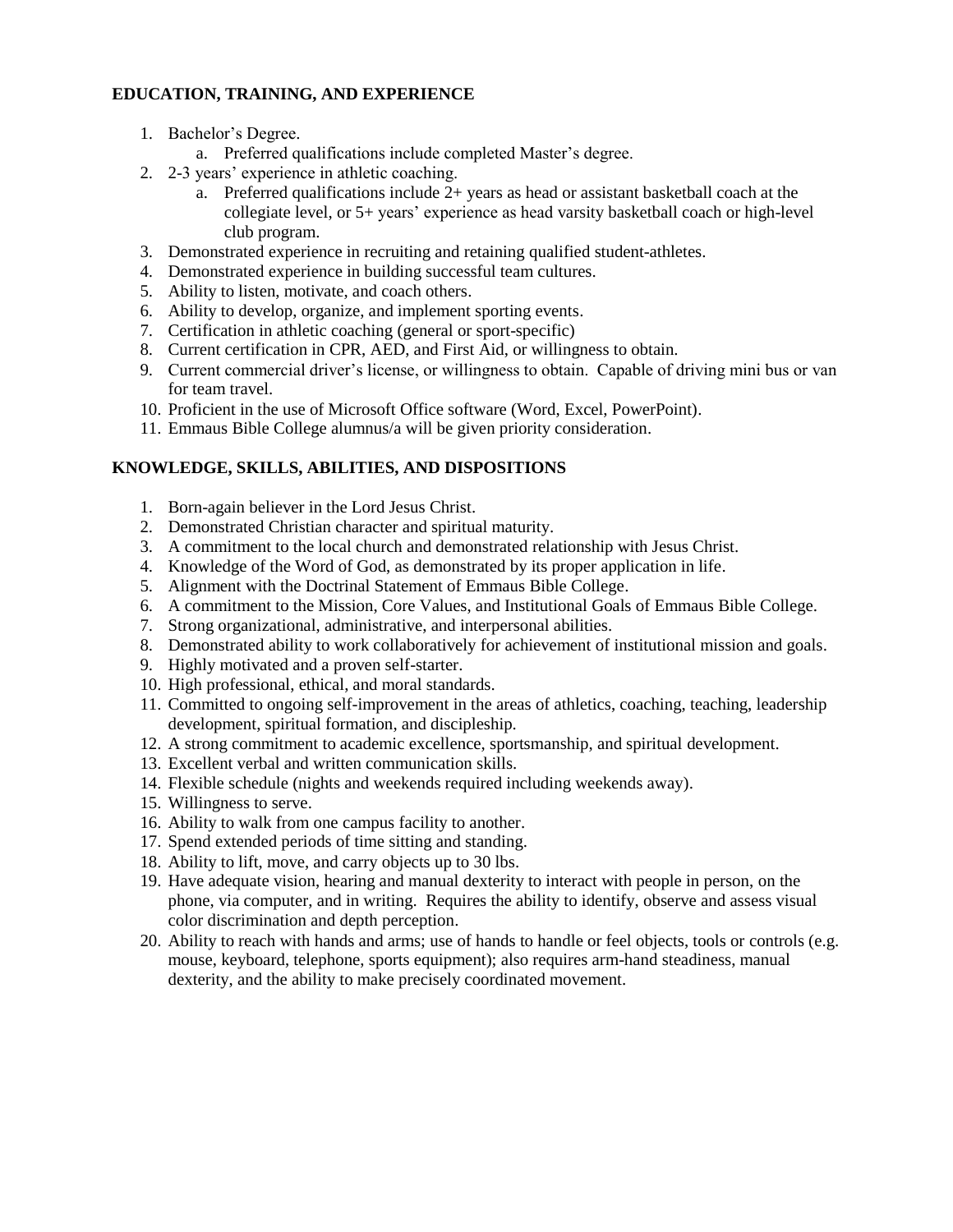**EDUCATION, TRAINING, AND EXPERIENCE**

1. Bachelor's Degree.
   a. Preferred qualifications include completed Master's degree.
2. 2-3 years' experience in athletic coaching.
   a. Preferred qualifications include 2+ years as head or assistant basketball coach at the collegiate level, or 5+ years' experience as head varsity basketball coach or high-level club program.
3. Demonstrated experience in recruiting and retaining qualified student-athletes.
4. Demonstrated experience in building successful team cultures.
5. Ability to listen, motivate, and coach others.
6. Ability to develop, organize, and implement sporting events.
7. Certification in athletic coaching (general or sport-specific)
8. Current certification in CPR, AED, and First Aid, or willingness to obtain.
9. Current commercial driver's license, or willingness to obtain. Capable of driving mini bus or van for team travel.
10. Proficient in the use of Microsoft Office software (Word, Excel, PowerPoint).
11. Emmaus Bible College alumnus/a will be given priority consideration.

**KNOWLEDGE, SKILLS, ABILITIES, AND DISPOSITIONS**

1. Born-again believer in the Lord Jesus Christ.
2. Demonstrated Christian character and spiritual maturity.
3. A commitment to the local church and demonstrated relationship with Jesus Christ.
4. Knowledge of the Word of God, as demonstrated by its proper application in life.
5. Alignment with the Doctrinal Statement of Emmaus Bible College.
6. A commitment to the Mission, Core Values, and Institutional Goals of Emmaus Bible College.
7. Strong organizational, administrative, and interpersonal abilities.
8. Demonstrated ability to work collaboratively for achievement of institutional mission and goals.
9. Highly motivated and a proven self-starter.
10. High professional, ethical, and moral standards.
11. Committed to ongoing self-improvement in the areas of athletics, coaching, teaching, leadership development, spiritual formation, and discipleship.
12. A strong commitment to academic excellence, sportsmanship, and spiritual development.
13. Excellent verbal and written communication skills.
14. Flexible schedule (nights and weekends required including weekends away).
15. Willingness to serve.
16. Ability to walk from one campus facility to another.
17. Spend extended periods of time sitting and standing.
18. Ability to lift, move, and carry objects up to 30 lbs.
19. Have adequate vision, hearing and manual dexterity to interact with people in person, on the phone, via computer, and in writing. Requires the ability to identify, observe and assess visual color discrimination and depth perception.
20. Ability to reach with hands and arms; use of hands to handle or feel objects, tools or controls (e.g. mouse, keyboard, telephone, sports equipment); also requires arm-hand steadiness, manual dexterity, and the ability to make precisely coordinated movement.